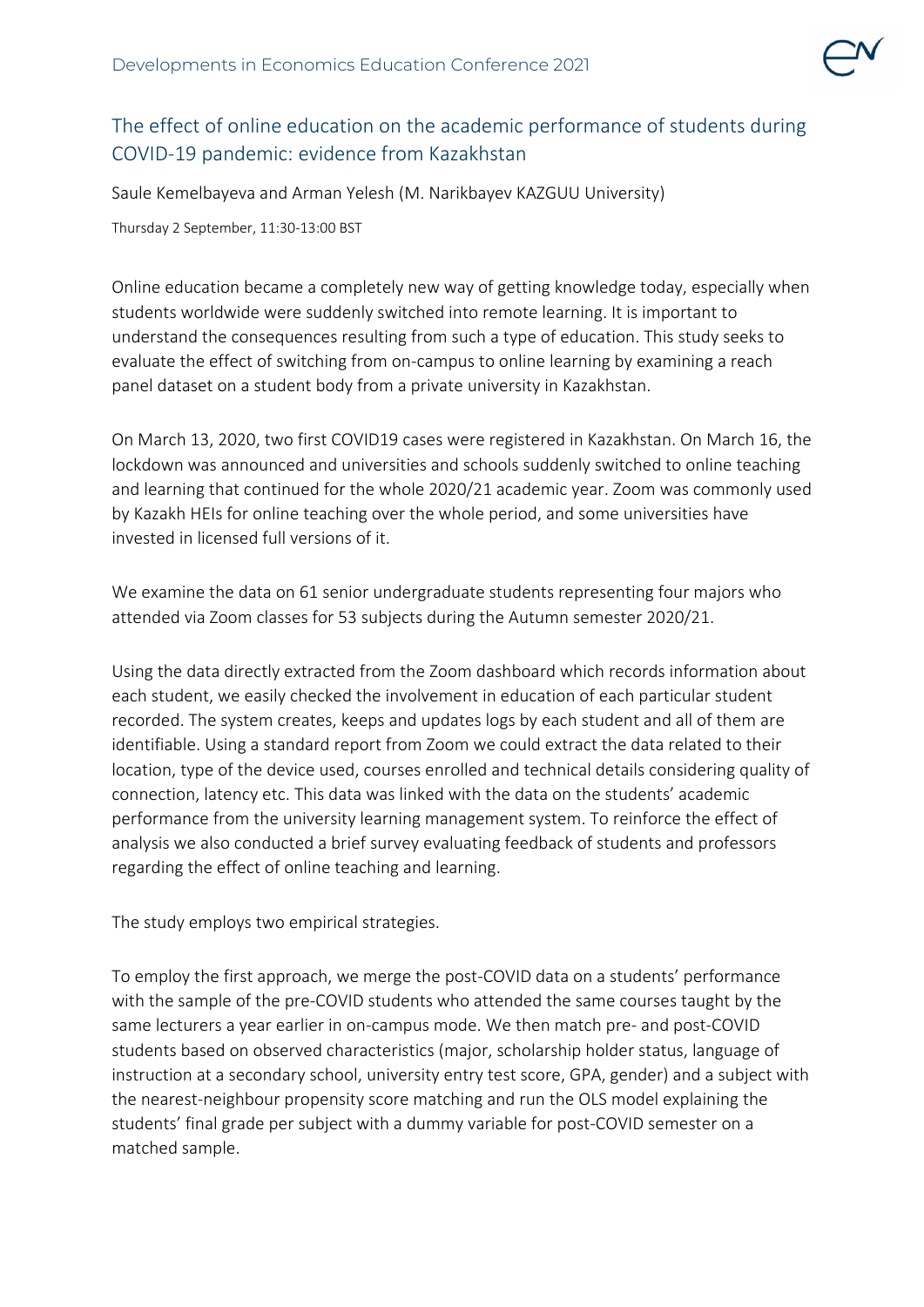# The effect of online education on the academic performance of students during COVID-19 pandemic: evidence from Kazakhstan

Saule Kemelbayeva and Arman Yelesh (M. Narikbayev KAZGUU University)

Thursday 2 September, 11:30-13:00 BST

Online education became a completely new way of getting knowledge today, especially when students worldwide were suddenly switched into remote learning. It is important to understand the consequences resulting from such a type of education. This study seeks to evaluate the effect of switching from on-campus to online learning by examining a reach panel dataset on a student body from a private university in Kazakhstan.

On March 13, 2020, two first COVID19 cases were registered in Kazakhstan. On March 16, the lockdown was announced and universities and schools suddenly switched to online teaching and learning that continued for the whole 2020/21 academic year. Zoom was commonly used by Kazakh HEIs for online teaching over the whole period, and some universities have invested in licensed full versions of it.

We examine the data on 61 senior undergraduate students representing four majors who attended via Zoom classes for 53 subjects during the Autumn semester 2020/21.

Using the data directly extracted from the Zoom dashboard which records information about each student, we easily checked the involvement in education of each particular student recorded. The system creates, keeps and updates logs by each student and all of them are identifiable. Using a standard report from Zoom we could extract the data related to their location, type of the device used, courses enrolled and technical details considering quality of connection, latency etc. This data was linked with the data on the students' academic performance from the university learning management system. To reinforce the effect of analysis we also conducted a brief survey evaluating feedback of students and professors regarding the effect of online teaching and learning.

The study employs two empirical strategies.

To employ the first approach, we merge the post-COVID data on a students' performance with the sample of the pre-COVID students who attended the same courses taught by the same lecturers a year earlier in on-campus mode. We then match pre- and post-COVID students based on observed characteristics (major, scholarship holder status, language of instruction at a secondary school, university entry test score, GPA, gender) and a subject with the nearest-neighbour propensity score matching and run the OLS model explaining the students' final grade per subject with a dummy variable for post-COVID semester on a matched sample.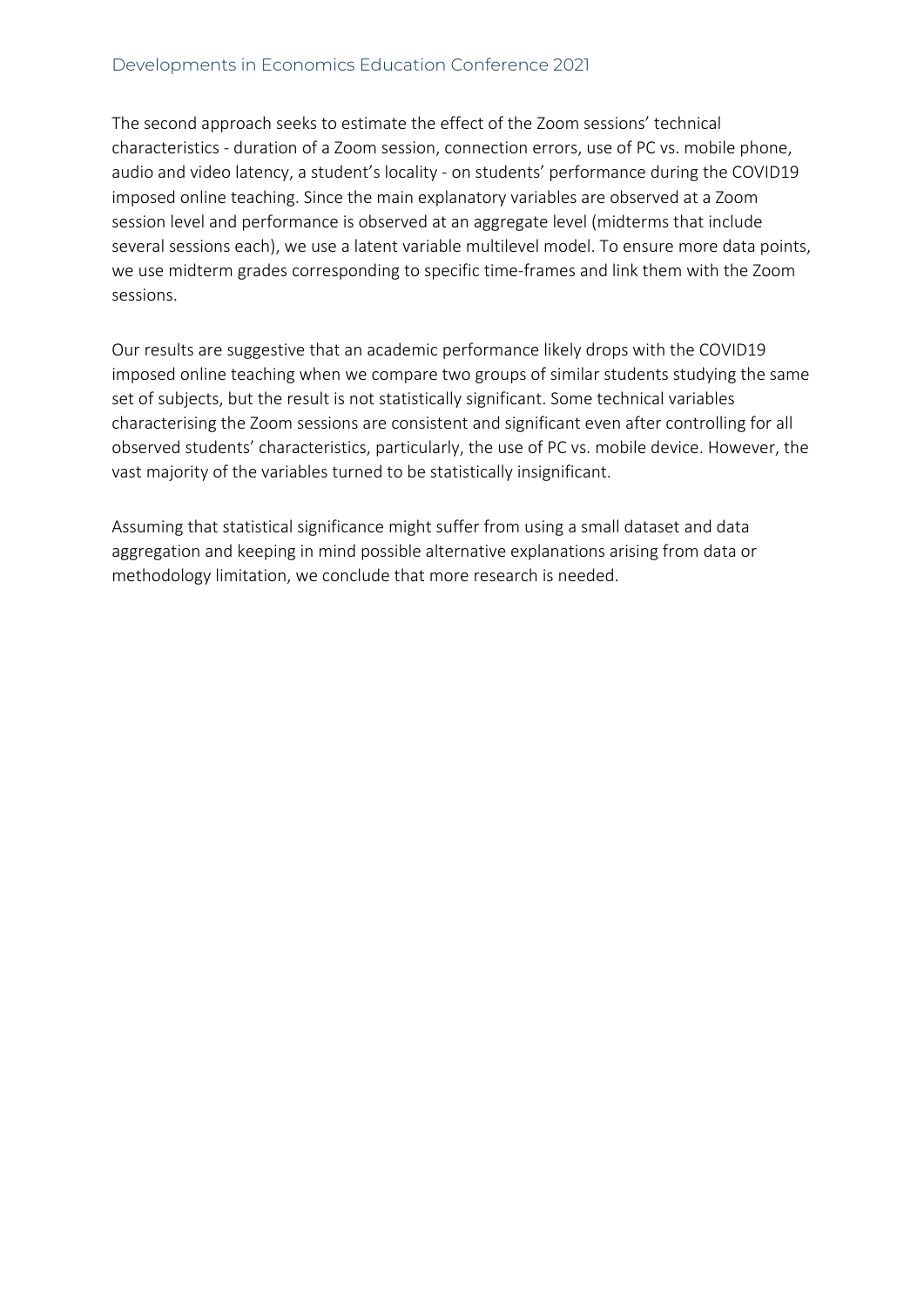The second approach seeks to estimate the effect of the Zoom sessions' technical characteristics - duration of a Zoom session, connection errors, use of PC vs. mobile phone, audio and video latency, a student's locality - on students' performance during the COVID19 imposed online teaching. Since the main explanatory variables are observed at a Zoom session level and performance is observed at an aggregate level (midterms that include several sessions each), we use a latent variable multilevel model. To ensure more data points, we use midterm grades corresponding to specific time-frames and link them with the Zoom sessions.

Our results are suggestive that an academic performance likely drops with the COVID19 imposed online teaching when we compare two groups of similar students studying the same set of subjects, but the result is not statistically significant. Some technical variables characterising the Zoom sessions are consistent and significant even after controlling for all observed students' characteristics, particularly, the use of PC vs. mobile device. However, the vast majority of the variables turned to be statistically insignificant.

Assuming that statistical significance might suffer from using a small dataset and data aggregation and keeping in mind possible alternative explanations arising from data or methodology limitation, we conclude that more research is needed.